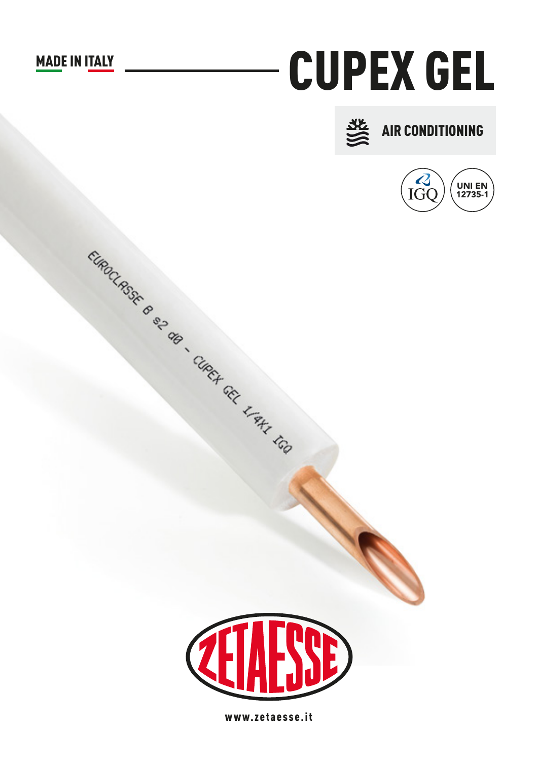MADE IN ITALY

# CUPEX GEL

AIR CONDITIONING

IGQ

UNI EN 12735-1

EUROCLASSE B s2 d0 - CUPEX GEL 1/4X1 IGQ

ZETAESSE

www.zetaesse.it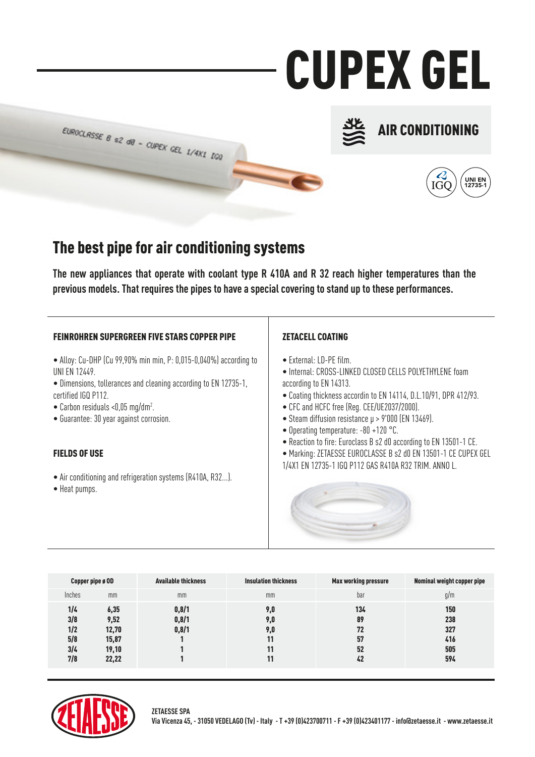# CUPEX GEL

AIR CONDITIONING

## The best pipe for air conditioning systems

**The new appliances that operate with coolant type R 410A and R 32 reach higher temperatures than the previous models. That requires the pipes to have a special covering to stand up to these performances.**

### FEINROHREN SUPERGREEN FIVE STARS COPPER PIPE

- Alloy: Cu-DHP (Cu 99,90% min min, P: 0,015-0,040%) according to UNI EN 12449.
- Dimensions, tollerances and cleaning according to EN 12735-1, certified IGQ P112.
- Carbon residuals <0,05 mg/dm$^2$.
- Guarantee: 30 year against corrosion.

### FIELDS OF USE

- Air conditioning and refrigeration systems (R410A, R32...).
- Heat pumps.

### ZETACELL COATING

- External: LD-PE film.
- Internal: CROSS-LINKED CLOSED CELLS POLYETHYLENE foam according to EN 14313.
- Coating thickness accordin to EN 14114, D.L.10/91, DPR 412/93.
- CFC and HCFC free (Reg. CEE/UE2037/2000).
- Steam diffusion resistance μ > 9'000 (EN 13469).
- Operating temperature: -80 +120 °C.
- Reaction to fire: Euroclass B s2 d0 according to EN 13501-1 CE.
- Marking: ZETAESSE EUROCLASSE B s2 d0 EN 13501-1 CE CUPEX GEL 1/4X1 EN 12735-1 IGQ P112 GAS R410A R32 TRIM. ANNO L.

| Copper pipe ø OD | | Available thickness | Insulation thickness | Max working pressure | Nominal weight copper pipe |
|---|---|---|---|---|---|
| Inches | mm | mm | mm | bar | g/m |
| 1/4 | 6,35 | 0,8/1 | 9,0 | 134 | 150 |
| 3/8 | 9,52 | 0,8/1 | 9,0 | 89 | 238 |
| 1/2 | 12,70 | 0,8/1 | 9,0 | 72 | 327 |
| 5/8 | 15,87 | 1 | 11 | 57 | 416 |
| 3/4 | 19,10 | 1 | 11 | 52 | 505 |
| 7/8 | 22,22 | 1 | 11 | 42 | 594 |

**ZETAESSE SPA**
**Via Vicenza 45, - 31050 VEDELAGO (Tv) - Italy - T +39 (0)423700711 - F +39 (0)423401177 - info@zetaesse.it - www.zetaesse.it**